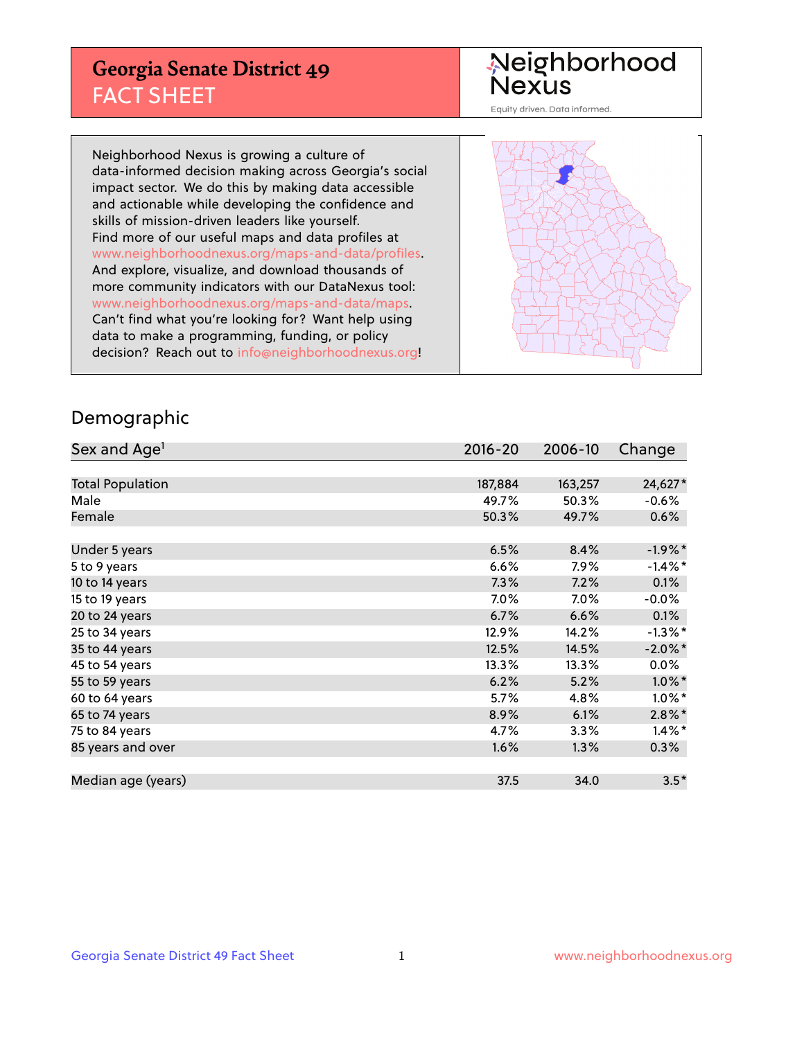# Georgia Senate District 49

## FACT SHEET

Neighborhood Nexus

Equity driven. Data informed.

Neighborhood Nexus is growing a culture of data-informed decision making across Georgia's social impact sector. We do this by making data accessible and actionable while developing the confidence and skills of mission-driven leaders like yourself. Find more of our useful maps and data profiles at www.neighborhoodnexus.org/maps-and-data/profiles. And explore, visualize, and download thousands of more community indicators with our DataNexus tool: www.neighborhoodnexus.org/maps-and-data/maps. Can't find what you're looking for? Want help using data to make a programming, funding, or policy decision? Reach out to info@neighborhoodnexus.org!

## Demographic

| Sex and Age[1] | 2016-20 | 2006-10 | Change |
|---|---|---|---|
| Total Population | 187,884 | 163,257 | 24,627* |
| Male | 49.7% | 50.3% | -0.6% |
| Female | 50.3% | 49.7% | 0.6% |
| | | | |
| Under 5 years | 6.5% | 8.4% | -1.9%* |
| 5 to 9 years | 6.6% | 7.9% | -1.4%* |
| 10 to 14 years | 7.3% | 7.2% | 0.1% |
| 15 to 19 years | 7.0% | 7.0% | -0.0% |
| 20 to 24 years | 6.7% | 6.6% | 0.1% |
| 25 to 34 years | 12.9% | 14.2% | -1.3%* |
| 35 to 44 years | 12.5% | 14.5% | -2.0%* |
| 45 to 54 years | 13.3% | 13.3% | 0.0% |
| 55 to 59 years | 6.2% | 5.2% | 1.0%* |
| 60 to 64 years | 5.7% | 4.8% | 1.0%* |
| 65 to 74 years | 8.9% | 6.1% | 2.8%* |
| 75 to 84 years | 4.7% | 3.3% | 1.4%* |
| 85 years and over | 1.6% | 1.3% | 0.3% |
| | | | |
| Median age (years) | 37.5 | 34.0 | 3.5* |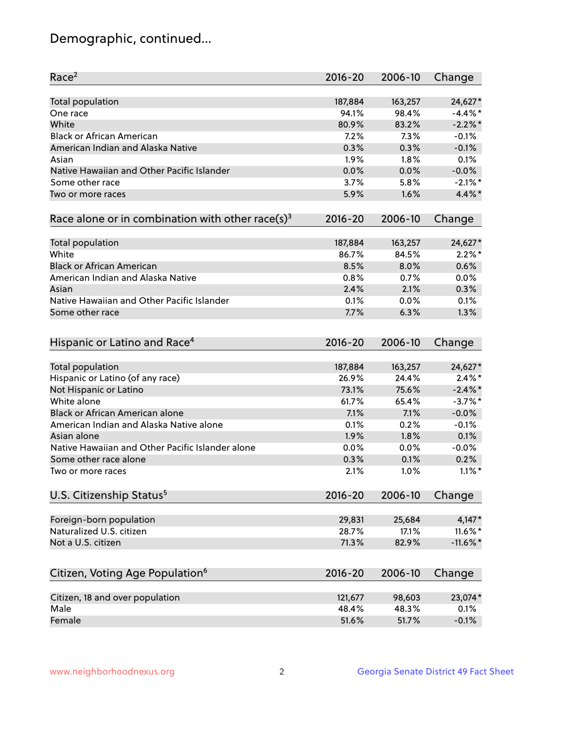## Demographic, continued...

| Race[2] | 2016-20 | 2006-10 | Change |
|---|---|---|---|
| Total population | 187,884 | 163,257 | 24,627* |
| One race | 94.1% | 98.4% | -4.4%* |
| White | 80.9% | 83.2% | -2.2%* |
| Black or African American | 7.2% | 7.3% | -0.1% |
| American Indian and Alaska Native | 0.3% | 0.3% | -0.1% |
| Asian | 1.9% | 1.8% | 0.1% |
| Native Hawaiian and Other Pacific Islander | 0.0% | 0.0% | -0.0% |
| Some other race | 3.7% | 5.8% | -2.1%* |
| Two or more races | 5.9% | 1.6% | 4.4%* |

| Race alone or in combination with other race(s)[3] | 2016-20 | 2006-10 | Change |
|---|---|---|---|
| Total population | 187,884 | 163,257 | 24,627* |
| White | 86.7% | 84.5% | 2.2%* |
| Black or African American | 8.5% | 8.0% | 0.6% |
| American Indian and Alaska Native | 0.8% | 0.7% | 0.0% |
| Asian | 2.4% | 2.1% | 0.3% |
| Native Hawaiian and Other Pacific Islander | 0.1% | 0.0% | 0.1% |
| Some other race | 7.7% | 6.3% | 1.3% |

| Hispanic or Latino and Race[4] | 2016-20 | 2006-10 | Change |
|---|---|---|---|
| Total population | 187,884 | 163,257 | 24,627* |
| Hispanic or Latino (of any race) | 26.9% | 24.4% | 2.4%* |
| Not Hispanic or Latino | 73.1% | 75.6% | -2.4%* |
| White alone | 61.7% | 65.4% | -3.7%* |
| Black or African American alone | 7.1% | 7.1% | -0.0% |
| American Indian and Alaska Native alone | 0.1% | 0.2% | -0.1% |
| Asian alone | 1.9% | 1.8% | 0.1% |
| Native Hawaiian and Other Pacific Islander alone | 0.0% | 0.0% | -0.0% |
| Some other race alone | 0.3% | 0.1% | 0.2% |
| Two or more races | 2.1% | 1.0% | 1.1%* |

| U.S. Citizenship Status[5] | 2016-20 | 2006-10 | Change |
|---|---|---|---|
| Foreign-born population | 29,831 | 25,684 | 4,147* |
| Naturalized U.S. citizen | 28.7% | 17.1% | 11.6%* |
| Not a U.S. citizen | 71.3% | 82.9% | -11.6%* |

| Citizen, Voting Age Population[6] | 2016-20 | 2006-10 | Change |
|---|---|---|---|
| Citizen, 18 and over population | 121,677 | 98,603 | 23,074* |
| Male | 48.4% | 48.3% | 0.1% |
| Female | 51.6% | 51.7% | -0.1% |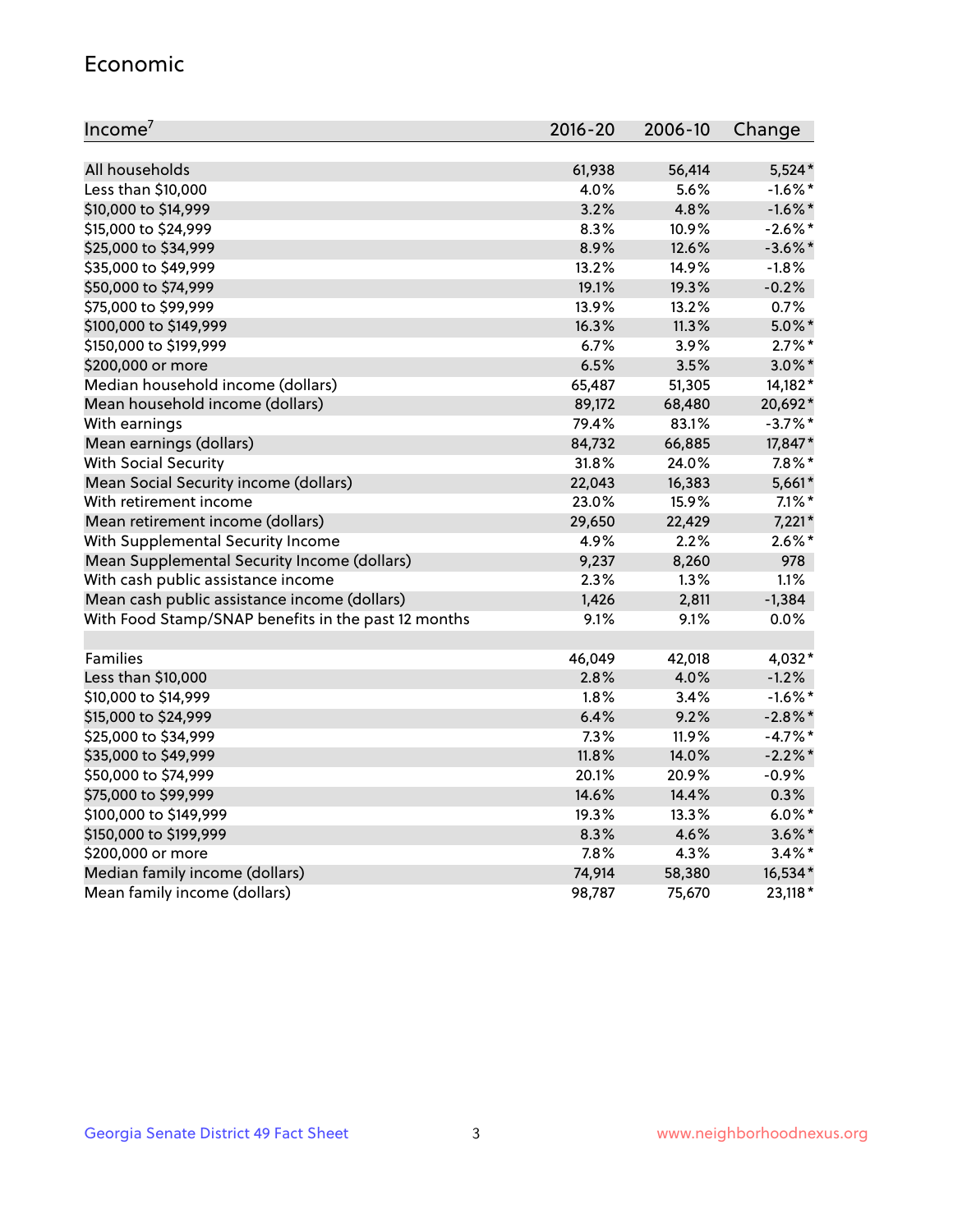## Economic

| Income[7] | 2016-20 | 2006-10 | Change |
|---|---|---|---|
| All households | 61,938 | 56,414 | 5,524* |
| Less than $10,000 | 4.0% | 5.6% | -1.6%* |
| $10,000 to $14,999 | 3.2% | 4.8% | -1.6%* |
| $15,000 to $24,999 | 8.3% | 10.9% | -2.6%* |
| $25,000 to $34,999 | 8.9% | 12.6% | -3.6%* |
| $35,000 to $49,999 | 13.2% | 14.9% | -1.8% |
| $50,000 to $74,999 | 19.1% | 19.3% | -0.2% |
| $75,000 to $99,999 | 13.9% | 13.2% | 0.7% |
| $100,000 to $149,999 | 16.3% | 11.3% | 5.0%* |
| $150,000 to $199,999 | 6.7% | 3.9% | 2.7%* |
| $200,000 or more | 6.5% | 3.5% | 3.0%* |
| Median household income (dollars) | 65,487 | 51,305 | 14,182* |
| Mean household income (dollars) | 89,172 | 68,480 | 20,692* |
| With earnings | 79.4% | 83.1% | -3.7%* |
| Mean earnings (dollars) | 84,732 | 66,885 | 17,847* |
| With Social Security | 31.8% | 24.0% | 7.8%* |
| Mean Social Security income (dollars) | 22,043 | 16,383 | 5,661* |
| With retirement income | 23.0% | 15.9% | 7.1%* |
| Mean retirement income (dollars) | 29,650 | 22,429 | 7,221* |
| With Supplemental Security Income | 4.9% | 2.2% | 2.6%* |
| Mean Supplemental Security Income (dollars) | 9,237 | 8,260 | 978 |
| With cash public assistance income | 2.3% | 1.3% | 1.1% |
| Mean cash public assistance income (dollars) | 1,426 | 2,811 | -1,384 |
| With Food Stamp/SNAP benefits in the past 12 months | 9.1% | 9.1% | 0.0% |
| | | | |
| Families | 46,049 | 42,018 | 4,032* |
| Less than $10,000 | 2.8% | 4.0% | -1.2% |
| $10,000 to $14,999 | 1.8% | 3.4% | -1.6%* |
| $15,000 to $24,999 | 6.4% | 9.2% | -2.8%* |
| $25,000 to $34,999 | 7.3% | 11.9% | -4.7%* |
| $35,000 to $49,999 | 11.8% | 14.0% | -2.2%* |
| $50,000 to $74,999 | 20.1% | 20.9% | -0.9% |
| $75,000 to $99,999 | 14.6% | 14.4% | 0.3% |
| $100,000 to $149,999 | 19.3% | 13.3% | 6.0%* |
| $150,000 to $199,999 | 8.3% | 4.6% | 3.6%* |
| $200,000 or more | 7.8% | 4.3% | 3.4%* |
| Median family income (dollars) | 74,914 | 58,380 | 16,534* |
| Mean family income (dollars) | 98,787 | 75,670 | 23,118* |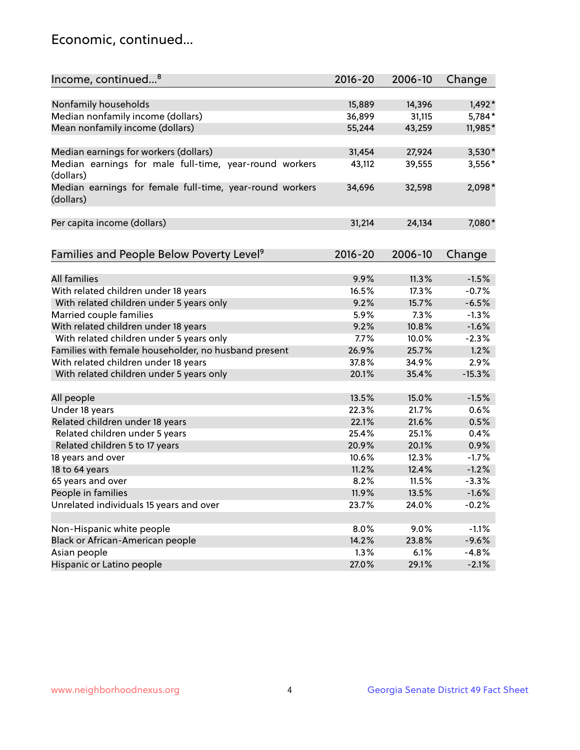## Economic, continued...

| Income, continued...[8] | 2016-20 | 2006-10 | Change |
|---|---|---|---|
| Nonfamily households | 15,889 | 14,396 | 1,492* |
| Median nonfamily income (dollars) | 36,899 | 31,115 | 5,784* |
| Mean nonfamily income (dollars) | 55,244 | 43,259 | 11,985* |
| Median earnings for workers (dollars) | 31,454 | 27,924 | 3,530* |
| Median earnings for male full-time, year-round workers (dollars) | 43,112 | 39,555 | 3,556* |
| Median earnings for female full-time, year-round workers (dollars) | 34,696 | 32,598 | 2,098* |
| Per capita income (dollars) | 31,214 | 24,134 | 7,080* |

| Families and People Below Poverty Level[9] | 2016-20 | 2006-10 | Change |
|---|---|---|---|
| All families | 9.9% | 11.3% | -1.5% |
| With related children under 18 years | 16.5% | 17.3% | -0.7% |
| With related children under 5 years only | 9.2% | 15.7% | -6.5% |
| Married couple families | 5.9% | 7.3% | -1.3% |
| With related children under 18 years | 9.2% | 10.8% | -1.6% |
| With related children under 5 years only | 7.7% | 10.0% | -2.3% |
| Families with female householder, no husband present | 26.9% | 25.7% | 1.2% |
| With related children under 18 years | 37.8% | 34.9% | 2.9% |
| With related children under 5 years only | 20.1% | 35.4% | -15.3% |
| All people | 13.5% | 15.0% | -1.5% |
| Under 18 years | 22.3% | 21.7% | 0.6% |
| Related children under 18 years | 22.1% | 21.6% | 0.5% |
| Related children under 5 years | 25.4% | 25.1% | 0.4% |
| Related children 5 to 17 years | 20.9% | 20.1% | 0.9% |
| 18 years and over | 10.6% | 12.3% | -1.7% |
| 18 to 64 years | 11.2% | 12.4% | -1.2% |
| 65 years and over | 8.2% | 11.5% | -3.3% |
| People in families | 11.9% | 13.5% | -1.6% |
| Unrelated individuals 15 years and over | 23.7% | 24.0% | -0.2% |
| Non-Hispanic white people | 8.0% | 9.0% | -1.1% |
| Black or African-American people | 14.2% | 23.8% | -9.6% |
| Asian people | 1.3% | 6.1% | -4.8% |
| Hispanic or Latino people | 27.0% | 29.1% | -2.1% |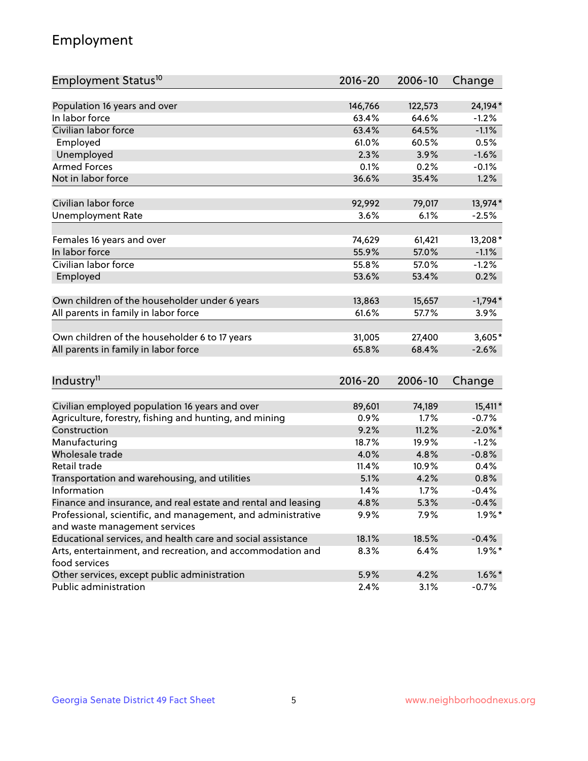## Employment

| Employment Status[10] | 2016-20 | 2006-10 | Change |
|---|---|---|---|
| Population 16 years and over | 146,766 | 122,573 | 24,194* |
| In labor force | 63.4% | 64.6% | -1.2% |
| Civilian labor force | 63.4% | 64.5% | -1.1% |
| Employed | 61.0% | 60.5% | 0.5% |
| Unemployed | 2.3% | 3.9% | -1.6% |
| Armed Forces | 0.1% | 0.2% | -0.1% |
| Not in labor force | 36.6% | 35.4% | 1.2% |
| | | | |
| Civilian labor force | 92,992 | 79,017 | 13,974* |
| Unemployment Rate | 3.6% | 6.1% | -2.5% |
| | | | |
| Females 16 years and over | 74,629 | 61,421 | 13,208* |
| In labor force | 55.9% | 57.0% | -1.1% |
| Civilian labor force | 55.8% | 57.0% | -1.2% |
| Employed | 53.6% | 53.4% | 0.2% |
| | | | |
| Own children of the householder under 6 years | 13,863 | 15,657 | -1,794* |
| All parents in family in labor force | 61.6% | 57.7% | 3.9% |
| | | | |
| Own children of the householder 6 to 17 years | 31,005 | 27,400 | 3,605* |
| All parents in family in labor force | 65.8% | 68.4% | -2.6% |

| Industry[11] | 2016-20 | 2006-10 | Change |
|---|---|---|---|
| Civilian employed population 16 years and over | 89,601 | 74,189 | 15,411* |
| Agriculture, forestry, fishing and hunting, and mining | 0.9% | 1.7% | -0.7% |
| Construction | 9.2% | 11.2% | -2.0%* |
| Manufacturing | 18.7% | 19.9% | -1.2% |
| Wholesale trade | 4.0% | 4.8% | -0.8% |
| Retail trade | 11.4% | 10.9% | 0.4% |
| Transportation and warehousing, and utilities | 5.1% | 4.2% | 0.8% |
| Information | 1.4% | 1.7% | -0.4% |
| Finance and insurance, and real estate and rental and leasing | 4.8% | 5.3% | -0.4% |
| Professional, scientific, and management, and administrative and waste management services | 9.9% | 7.9% | 1.9%* |
| Educational services, and health care and social assistance | 18.1% | 18.5% | -0.4% |
| Arts, entertainment, and recreation, and accommodation and food services | 8.3% | 6.4% | 1.9%* |
| Other services, except public administration | 5.9% | 4.2% | 1.6%* |
| Public administration | 2.4% | 3.1% | -0.7% |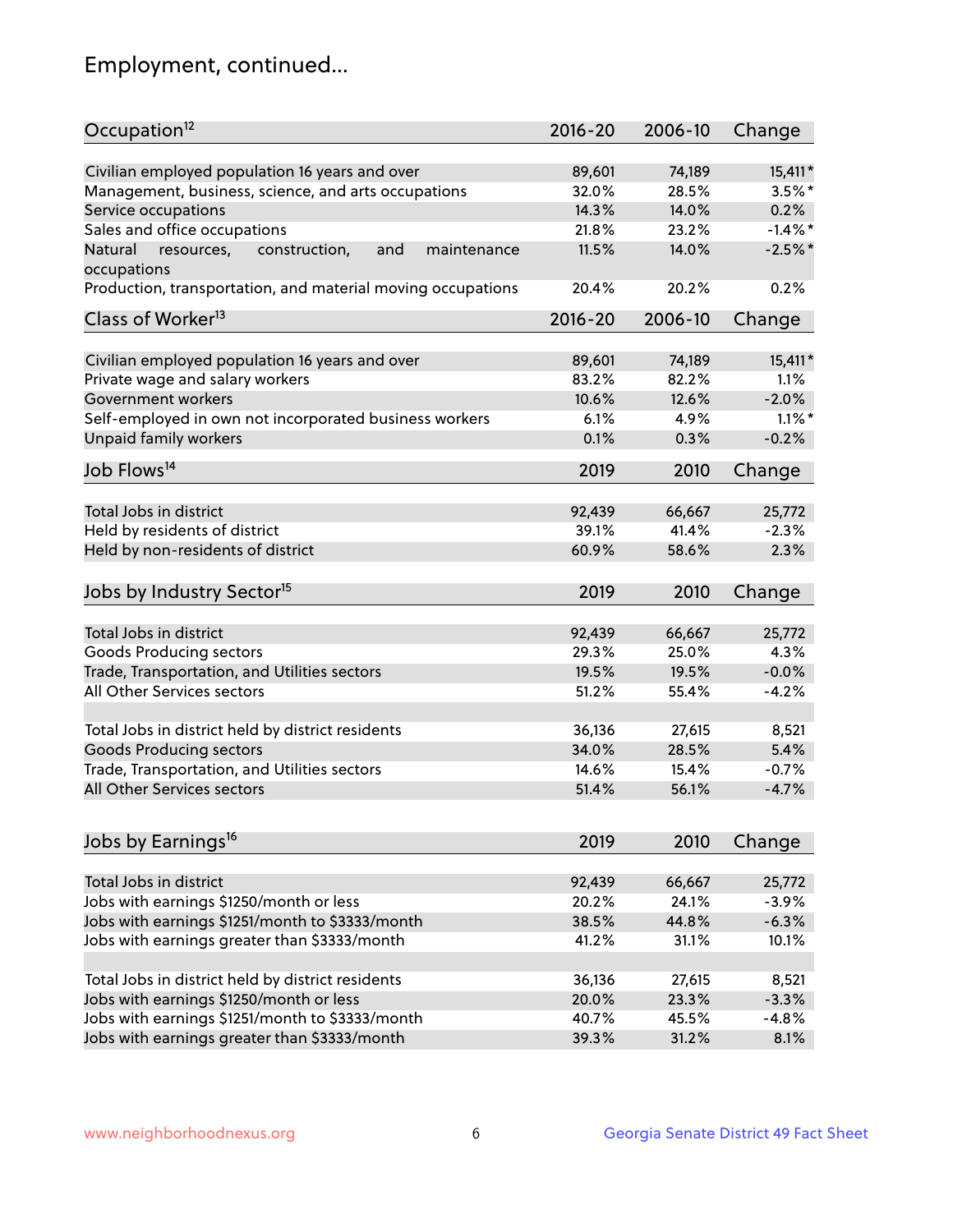# Employment, continued...

| Occupation[12] | 2016-20 | 2006-10 | Change |
|---|---|---|---|
| Civilian employed population 16 years and over | 89,601 | 74,189 | 15,411* |
| Management, business, science, and arts occupations | 32.0% | 28.5% | 3.5%* |
| Service occupations | 14.3% | 14.0% | 0.2% |
| Sales and office occupations | 21.8% | 23.2% | -1.4%* |
| Natural resources, construction, and maintenance occupations | 11.5% | 14.0% | -2.5%* |
| Production, transportation, and material moving occupations | 20.4% | 20.2% | 0.2% |

| Class of Worker[13] | 2016-20 | 2006-10 | Change |
|---|---|---|---|
| Civilian employed population 16 years and over | 89,601 | 74,189 | 15,411* |
| Private wage and salary workers | 83.2% | 82.2% | 1.1% |
| Government workers | 10.6% | 12.6% | -2.0% |
| Self-employed in own not incorporated business workers | 6.1% | 4.9% | 1.1%* |
| Unpaid family workers | 0.1% | 0.3% | -0.2% |

| Job Flows[14] | 2019 | 2010 | Change |
|---|---|---|---|
| Total Jobs in district | 92,439 | 66,667 | 25,772 |
| Held by residents of district | 39.1% | 41.4% | -2.3% |
| Held by non-residents of district | 60.9% | 58.6% | 2.3% |

| Jobs by Industry Sector[15] | 2019 | 2010 | Change |
|---|---|---|---|
| Total Jobs in district | 92,439 | 66,667 | 25,772 |
| Goods Producing sectors | 29.3% | 25.0% | 4.3% |
| Trade, Transportation, and Utilities sectors | 19.5% | 19.5% | -0.0% |
| All Other Services sectors | 51.2% | 55.4% | -4.2% |
| | | | |
| Total Jobs in district held by district residents | 36,136 | 27,615 | 8,521 |
| Goods Producing sectors | 34.0% | 28.5% | 5.4% |
| Trade, Transportation, and Utilities sectors | 14.6% | 15.4% | -0.7% |
| All Other Services sectors | 51.4% | 56.1% | -4.7% |

| Jobs by Earnings[16] | 2019 | 2010 | Change |
|---|---|---|---|
| Total Jobs in district | 92,439 | 66,667 | 25,772 |
| Jobs with earnings $1250/month or less | 20.2% | 24.1% | -3.9% |
| Jobs with earnings $1251/month to $3333/month | 38.5% | 44.8% | -6.3% |
| Jobs with earnings greater than $3333/month | 41.2% | 31.1% | 10.1% |
| | | | |
| Total Jobs in district held by district residents | 36,136 | 27,615 | 8,521 |
| Jobs with earnings $1250/month or less | 20.0% | 23.3% | -3.3% |
| Jobs with earnings $1251/month to $3333/month | 40.7% | 45.5% | -4.8% |
| Jobs with earnings greater than $3333/month | 39.3% | 31.2% | 8.1% |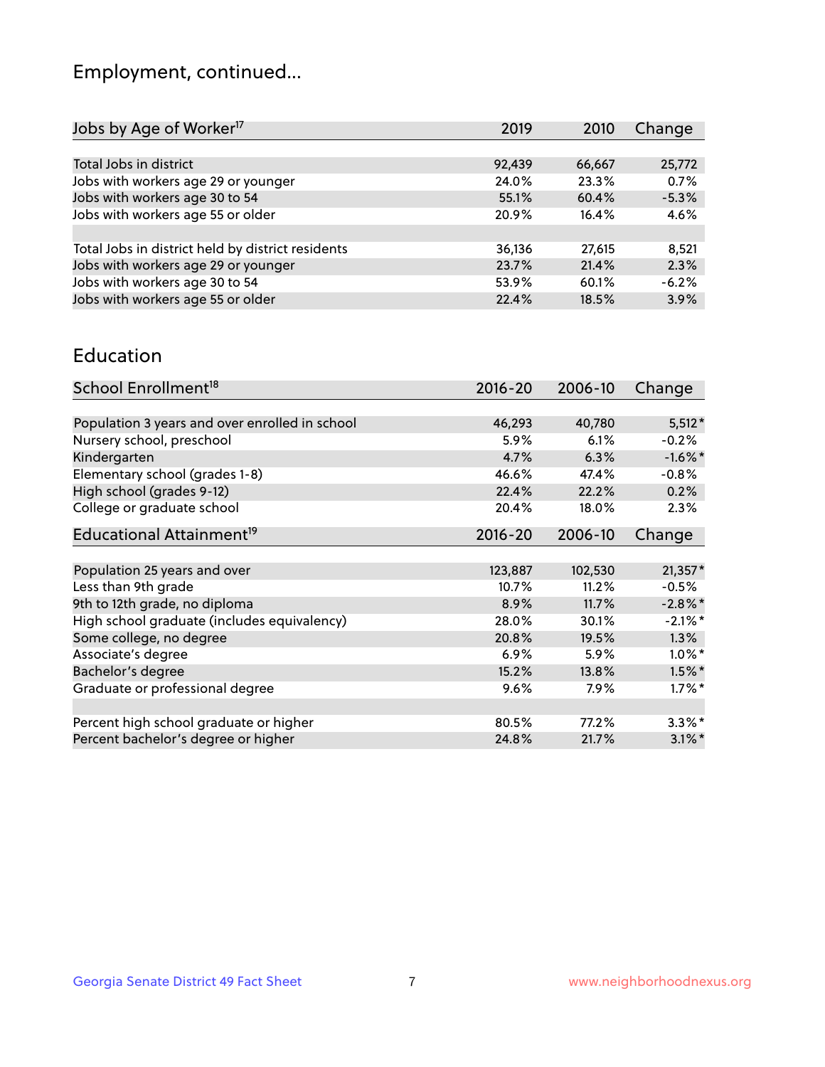## Employment, continued...

| Jobs by Age of Worker[17] | 2019 | 2010 | Change |
|---|---|---|---|
| Total Jobs in district | 92,439 | 66,667 | 25,772 |
| Jobs with workers age 29 or younger | 24.0% | 23.3% | 0.7% |
| Jobs with workers age 30 to 54 | 55.1% | 60.4% | -5.3% |
| Jobs with workers age 55 or older | 20.9% | 16.4% | 4.6% |
| | | | |
| Total Jobs in district held by district residents | 36,136 | 27,615 | 8,521 |
| Jobs with workers age 29 or younger | 23.7% | 21.4% | 2.3% |
| Jobs with workers age 30 to 54 | 53.9% | 60.1% | -6.2% |
| Jobs with workers age 55 or older | 22.4% | 18.5% | 3.9% |

## Education

| School Enrollment[18] | 2016-20 | 2006-10 | Change |
|---|---|---|---|
| Population 3 years and over enrolled in school | 46,293 | 40,780 | 5,512* |
| Nursery school, preschool | 5.9% | 6.1% | -0.2% |
| Kindergarten | 4.7% | 6.3% | -1.6%* |
| Elementary school (grades 1-8) | 46.6% | 47.4% | -0.8% |
| High school (grades 9-12) | 22.4% | 22.2% | 0.2% |
| College or graduate school | 20.4% | 18.0% | 2.3% |

| Educational Attainment[19] | 2016-20 | 2006-10 | Change |
|---|---|---|---|
| Population 25 years and over | 123,887 | 102,530 | 21,357* |
| Less than 9th grade | 10.7% | 11.2% | -0.5% |
| 9th to 12th grade, no diploma | 8.9% | 11.7% | -2.8%* |
| High school graduate (includes equivalency) | 28.0% | 30.1% | -2.1%* |
| Some college, no degree | 20.8% | 19.5% | 1.3% |
| Associate's degree | 6.9% | 5.9% | 1.0%* |
| Bachelor's degree | 15.2% | 13.8% | 1.5%* |
| Graduate or professional degree | 9.6% | 7.9% | 1.7%* |
| | | | |
| Percent high school graduate or higher | 80.5% | 77.2% | 3.3%* |
| Percent bachelor's degree or higher | 24.8% | 21.7% | 3.1%* |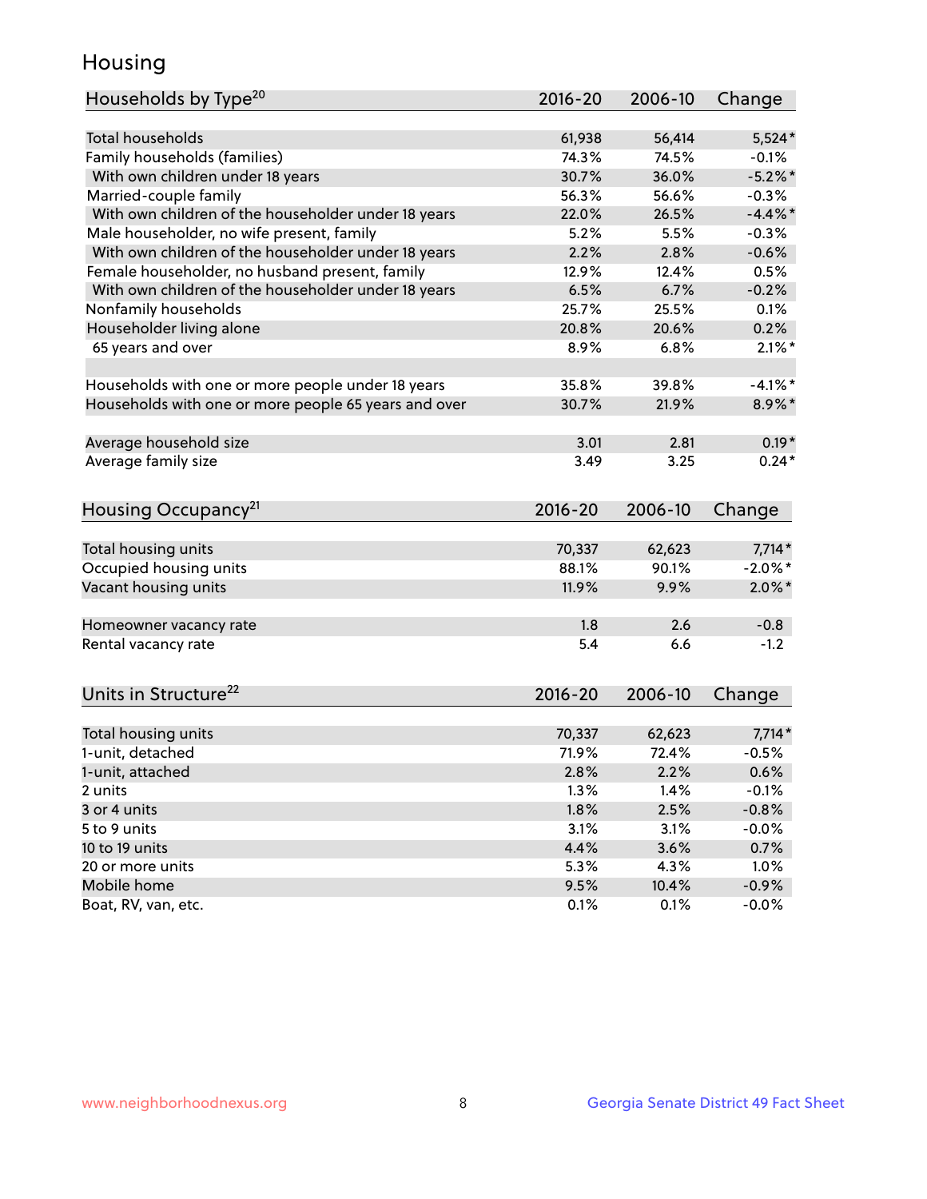# Housing

| Households by Type[20] | 2016-20 | 2006-10 | Change |
|---|---|---|---|
| Total households | 61,938 | 56,414 | 5,524* |
| Family households (families) | 74.3% | 74.5% | -0.1% |
| With own children under 18 years | 30.7% | 36.0% | -5.2%* |
| Married-couple family | 56.3% | 56.6% | -0.3% |
| With own children of the householder under 18 years | 22.0% | 26.5% | -4.4%* |
| Male householder, no wife present, family | 5.2% | 5.5% | -0.3% |
| With own children of the householder under 18 years | 2.2% | 2.8% | -0.6% |
| Female householder, no husband present, family | 12.9% | 12.4% | 0.5% |
| With own children of the householder under 18 years | 6.5% | 6.7% | -0.2% |
| Nonfamily households | 25.7% | 25.5% | 0.1% |
| Householder living alone | 20.8% | 20.6% | 0.2% |
| 65 years and over | 8.9% | 6.8% | 2.1%* |
| | | | |
| Households with one or more people under 18 years | 35.8% | 39.8% | -4.1%* |
| Households with one or more people 65 years and over | 30.7% | 21.9% | 8.9%* |
| | | | |
| Average household size | 3.01 | 2.81 | 0.19* |
| Average family size | 3.49 | 3.25 | 0.24* |

| Housing Occupancy[21] | 2016-20 | 2006-10 | Change |
|---|---|---|---|
| Total housing units | 70,337 | 62,623 | 7,714* |
| Occupied housing units | 88.1% | 90.1% | -2.0%* |
| Vacant housing units | 11.9% | 9.9% | 2.0%* |
| | | | |
| Homeowner vacancy rate | 1.8 | 2.6 | -0.8 |
| Rental vacancy rate | 5.4 | 6.6 | -1.2 |

| Units in Structure[22] | 2016-20 | 2006-10 | Change |
|---|---|---|---|
| Total housing units | 70,337 | 62,623 | 7,714* |
| 1-unit, detached | 71.9% | 72.4% | -0.5% |
| 1-unit, attached | 2.8% | 2.2% | 0.6% |
| 2 units | 1.3% | 1.4% | -0.1% |
| 3 or 4 units | 1.8% | 2.5% | -0.8% |
| 5 to 9 units | 3.1% | 3.1% | -0.0% |
| 10 to 19 units | 4.4% | 3.6% | 0.7% |
| 20 or more units | 5.3% | 4.3% | 1.0% |
| Mobile home | 9.5% | 10.4% | -0.9% |
| Boat, RV, van, etc. | 0.1% | 0.1% | -0.0% |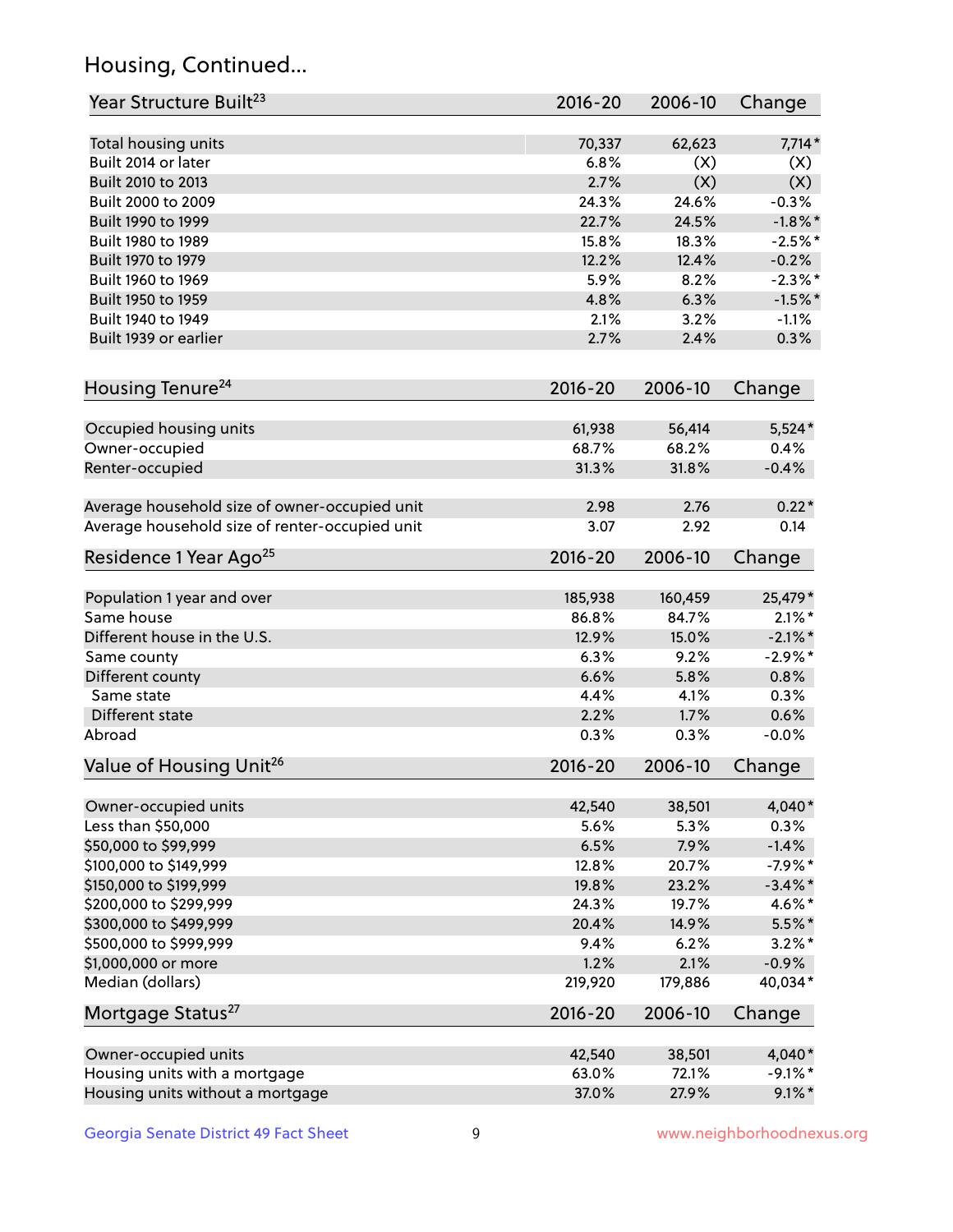## Housing, Continued...

| Year Structure Built[23] | 2016-20 | 2006-10 | Change |
|---|---|---|---|
| Total housing units | 70,337 | 62,623 | 7,714* |
| Built 2014 or later | 6.8% | (X) | (X) |
| Built 2010 to 2013 | 2.7% | (X) | (X) |
| Built 2000 to 2009 | 24.3% | 24.6% | -0.3% |
| Built 1990 to 1999 | 22.7% | 24.5% | -1.8%* |
| Built 1980 to 1989 | 15.8% | 18.3% | -2.5%* |
| Built 1970 to 1979 | 12.2% | 12.4% | -0.2% |
| Built 1960 to 1969 | 5.9% | 8.2% | -2.3%* |
| Built 1950 to 1959 | 4.8% | 6.3% | -1.5%* |
| Built 1940 to 1949 | 2.1% | 3.2% | -1.1% |
| Built 1939 or earlier | 2.7% | 2.4% | 0.3% |

| Housing Tenure[24] | 2016-20 | 2006-10 | Change |
|---|---|---|---|
| Occupied housing units | 61,938 | 56,414 | 5,524* |
| Owner-occupied | 68.7% | 68.2% | 0.4% |
| Renter-occupied | 31.3% | 31.8% | -0.4% |
| Average household size of owner-occupied unit | 2.98 | 2.76 | 0.22* |
| Average household size of renter-occupied unit | 3.07 | 2.92 | 0.14 |

| Residence 1 Year Ago[25] | 2016-20 | 2006-10 | Change |
|---|---|---|---|
| Population 1 year and over | 185,938 | 160,459 | 25,479* |
| Same house | 86.8% | 84.7% | 2.1%* |
| Different house in the U.S. | 12.9% | 15.0% | -2.1%* |
| Same county | 6.3% | 9.2% | -2.9%* |
| Different county | 6.6% | 5.8% | 0.8% |
| Same state | 4.4% | 4.1% | 0.3% |
| Different state | 2.2% | 1.7% | 0.6% |
| Abroad | 0.3% | 0.3% | -0.0% |

| Value of Housing Unit[26] | 2016-20 | 2006-10 | Change |
|---|---|---|---|
| Owner-occupied units | 42,540 | 38,501 | 4,040* |
| Less than $50,000 | 5.6% | 5.3% | 0.3% |
| $50,000 to $99,999 | 6.5% | 7.9% | -1.4% |
| $100,000 to $149,999 | 12.8% | 20.7% | -7.9%* |
| $150,000 to $199,999 | 19.8% | 23.2% | -3.4%* |
| $200,000 to $299,999 | 24.3% | 19.7% | 4.6%* |
| $300,000 to $499,999 | 20.4% | 14.9% | 5.5%* |
| $500,000 to $999,999 | 9.4% | 6.2% | 3.2%* |
| $1,000,000 or more | 1.2% | 2.1% | -0.9% |
| Median (dollars) | 219,920 | 179,886 | 40,034* |

| Mortgage Status[27] | 2016-20 | 2006-10 | Change |
|---|---|---|---|
| Owner-occupied units | 42,540 | 38,501 | 4,040* |
| Housing units with a mortgage | 63.0% | 72.1% | -9.1%* |
| Housing units without a mortgage | 37.0% | 27.9% | 9.1%* |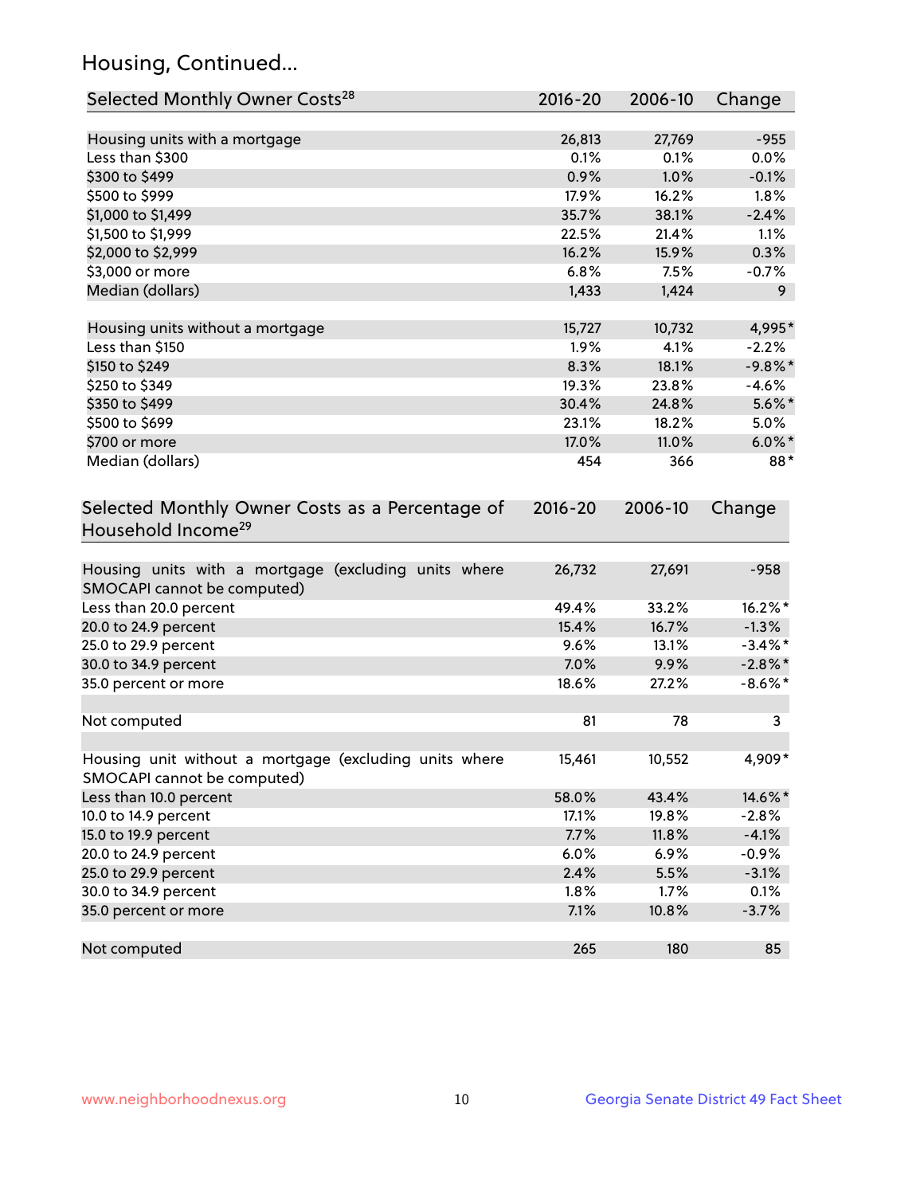## Housing, Continued...

| Selected Monthly Owner Costs[28] | 2016-20 | 2006-10 | Change |
|---|---|---|---|
| Housing units with a mortgage | 26,813 | 27,769 | -955 |
| Less than $300 | 0.1% | 0.1% | 0.0% |
| $300 to $499 | 0.9% | 1.0% | -0.1% |
| $500 to $999 | 17.9% | 16.2% | 1.8% |
| $1,000 to $1,499 | 35.7% | 38.1% | -2.4% |
| $1,500 to $1,999 | 22.5% | 21.4% | 1.1% |
| $2,000 to $2,999 | 16.2% | 15.9% | 0.3% |
| $3,000 or more | 6.8% | 7.5% | -0.7% |
| Median (dollars) | 1,433 | 1,424 | 9 |
| Housing units without a mortgage | 15,727 | 10,732 | 4,995* |
| Less than $150 | 1.9% | 4.1% | -2.2% |
| $150 to $249 | 8.3% | 18.1% | -9.8%* |
| $250 to $349 | 19.3% | 23.8% | -4.6% |
| $350 to $499 | 30.4% | 24.8% | 5.6%* |
| $500 to $699 | 23.1% | 18.2% | 5.0% |
| $700 or more | 17.0% | 11.0% | 6.0%* |
| Median (dollars) | 454 | 366 | 88* |

| Selected Monthly Owner Costs as a Percentage of Household Income[29] | 2016-20 | 2006-10 | Change |
|---|---|---|---|
| Housing units with a mortgage (excluding units where SMOCAPI cannot be computed) | 26,732 | 27,691 | -958 |
| Less than 20.0 percent | 49.4% | 33.2% | 16.2%* |
| 20.0 to 24.9 percent | 15.4% | 16.7% | -1.3% |
| 25.0 to 29.9 percent | 9.6% | 13.1% | -3.4%* |
| 30.0 to 34.9 percent | 7.0% | 9.9% | -2.8%* |
| 35.0 percent or more | 18.6% | 27.2% | -8.6%* |
| Not computed | 81 | 78 | 3 |
| Housing unit without a mortgage (excluding units where SMOCAPI cannot be computed) | 15,461 | 10,552 | 4,909* |
| Less than 10.0 percent | 58.0% | 43.4% | 14.6%* |
| 10.0 to 14.9 percent | 17.1% | 19.8% | -2.8% |
| 15.0 to 19.9 percent | 7.7% | 11.8% | -4.1% |
| 20.0 to 24.9 percent | 6.0% | 6.9% | -0.9% |
| 25.0 to 29.9 percent | 2.4% | 5.5% | -3.1% |
| 30.0 to 34.9 percent | 1.8% | 1.7% | 0.1% |
| 35.0 percent or more | 7.1% | 10.8% | -3.7% |
| Not computed | 265 | 180 | 85 |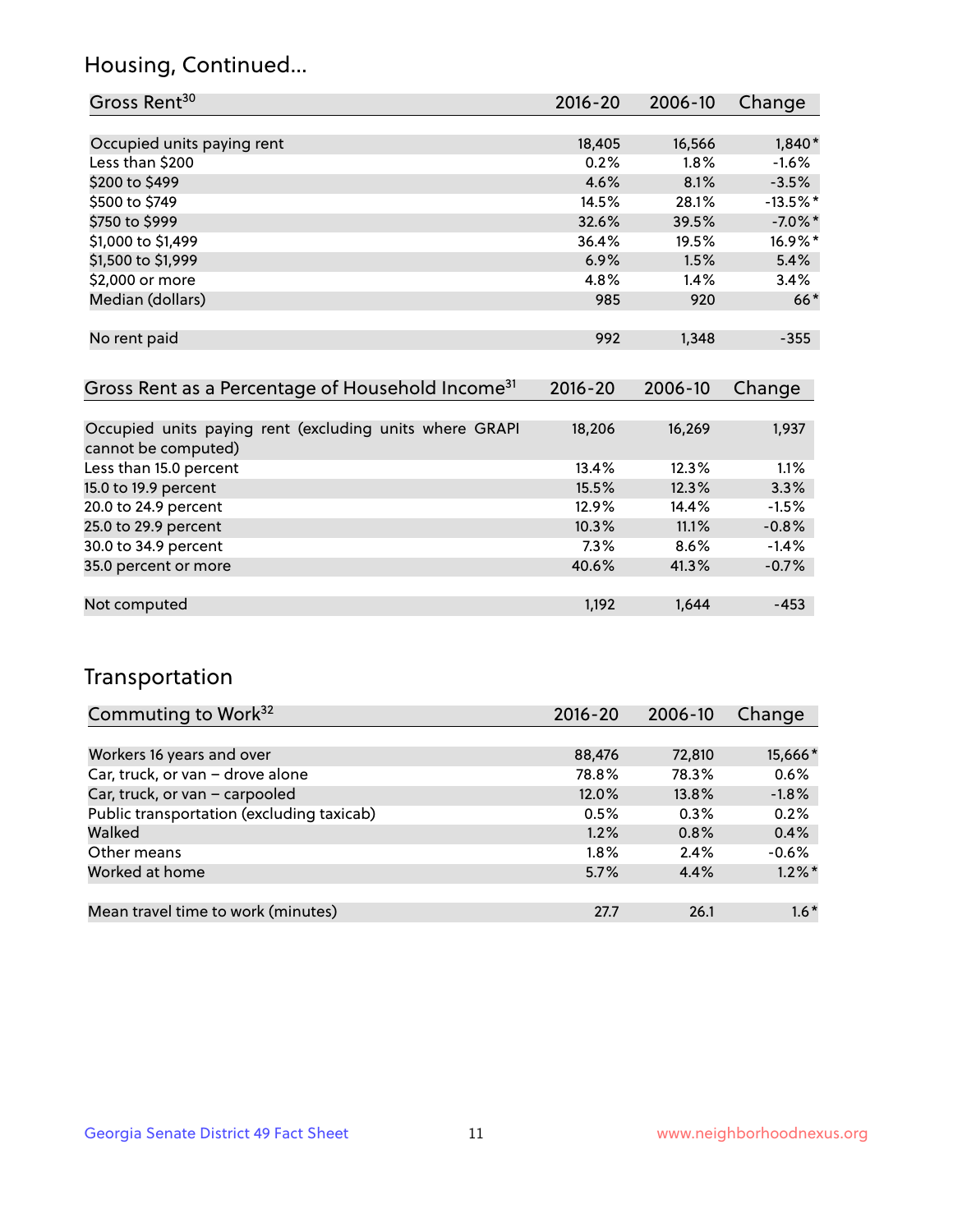## Housing, Continued...

| Gross Rent[30] | 2016-20 | 2006-10 | Change |
|---|---|---|---|
| Occupied units paying rent | 18,405 | 16,566 | 1,840* |
| Less than $200 | 0.2% | 1.8% | -1.6% |
| $200 to $499 | 4.6% | 8.1% | -3.5% |
| $500 to $749 | 14.5% | 28.1% | -13.5%* |
| $750 to $999 | 32.6% | 39.5% | -7.0%* |
| $1,000 to $1,499 | 36.4% | 19.5% | 16.9%* |
| $1,500 to $1,999 | 6.9% | 1.5% | 5.4% |
| $2,000 or more | 4.8% | 1.4% | 3.4% |
| Median (dollars) | 985 | 920 | 66* |
| No rent paid | 992 | 1,348 | -355 |

| Gross Rent as a Percentage of Household Income[31] | 2016-20 | 2006-10 | Change |
|---|---|---|---|
| Occupied units paying rent (excluding units where GRAPI cannot be computed) | 18,206 | 16,269 | 1,937 |
| Less than 15.0 percent | 13.4% | 12.3% | 1.1% |
| 15.0 to 19.9 percent | 15.5% | 12.3% | 3.3% |
| 20.0 to 24.9 percent | 12.9% | 14.4% | -1.5% |
| 25.0 to 29.9 percent | 10.3% | 11.1% | -0.8% |
| 30.0 to 34.9 percent | 7.3% | 8.6% | -1.4% |
| 35.0 percent or more | 40.6% | 41.3% | -0.7% |
| Not computed | 1,192 | 1,644 | -453 |

## Transportation

| Commuting to Work[32] | 2016-20 | 2006-10 | Change |
|---|---|---|---|
| Workers 16 years and over | 88,476 | 72,810 | 15,666* |
| Car, truck, or van – drove alone | 78.8% | 78.3% | 0.6% |
| Car, truck, or van – carpooled | 12.0% | 13.8% | -1.8% |
| Public transportation (excluding taxicab) | 0.5% | 0.3% | 0.2% |
| Walked | 1.2% | 0.8% | 0.4% |
| Other means | 1.8% | 2.4% | -0.6% |
| Worked at home | 5.7% | 4.4% | 1.2%* |
| Mean travel time to work (minutes) | 27.7 | 26.1 | 1.6* |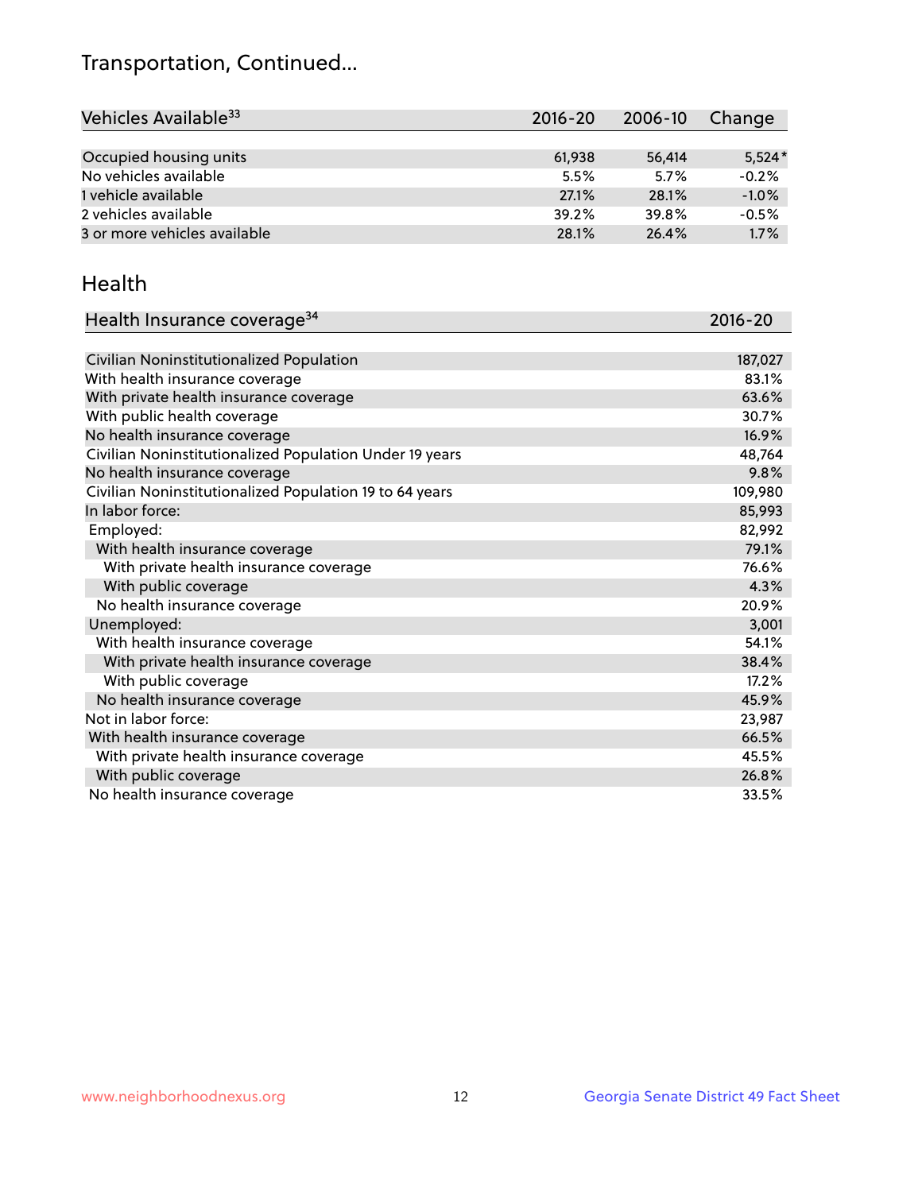# Transportation, Continued...

| Vehicles Available[33] | 2016-20 | 2006-10 | Change |
|---|---|---|---|
| Occupied housing units | 61,938 | 56,414 | 5,524* |
| No vehicles available | 5.5% | 5.7% | -0.2% |
| 1 vehicle available | 27.1% | 28.1% | -1.0% |
| 2 vehicles available | 39.2% | 39.8% | -0.5% |
| 3 or more vehicles available | 28.1% | 26.4% | 1.7% |

## Health

| Health Insurance coverage[34] | 2016-20 |
|---|---|
| Civilian Noninstitutionalized Population | 187,027 |
| With health insurance coverage | 83.1% |
| With private health insurance coverage | 63.6% |
| With public health coverage | 30.7% |
| No health insurance coverage | 16.9% |
| Civilian Noninstitutionalized Population Under 19 years | 48,764 |
| No health insurance coverage | 9.8% |
| Civilian Noninstitutionalized Population 19 to 64 years | 109,980 |
| In labor force: | 85,993 |
| Employed: | 82,992 |
| With health insurance coverage | 79.1% |
| With private health insurance coverage | 76.6% |
| With public coverage | 4.3% |
| No health insurance coverage | 20.9% |
| Unemployed: | 3,001 |
| With health insurance coverage | 54.1% |
| With private health insurance coverage | 38.4% |
| With public coverage | 17.2% |
| No health insurance coverage | 45.9% |
| Not in labor force: | 23,987 |
| With health insurance coverage | 66.5% |
| With private health insurance coverage | 45.5% |
| With public coverage | 26.8% |
| No health insurance coverage | 33.5% |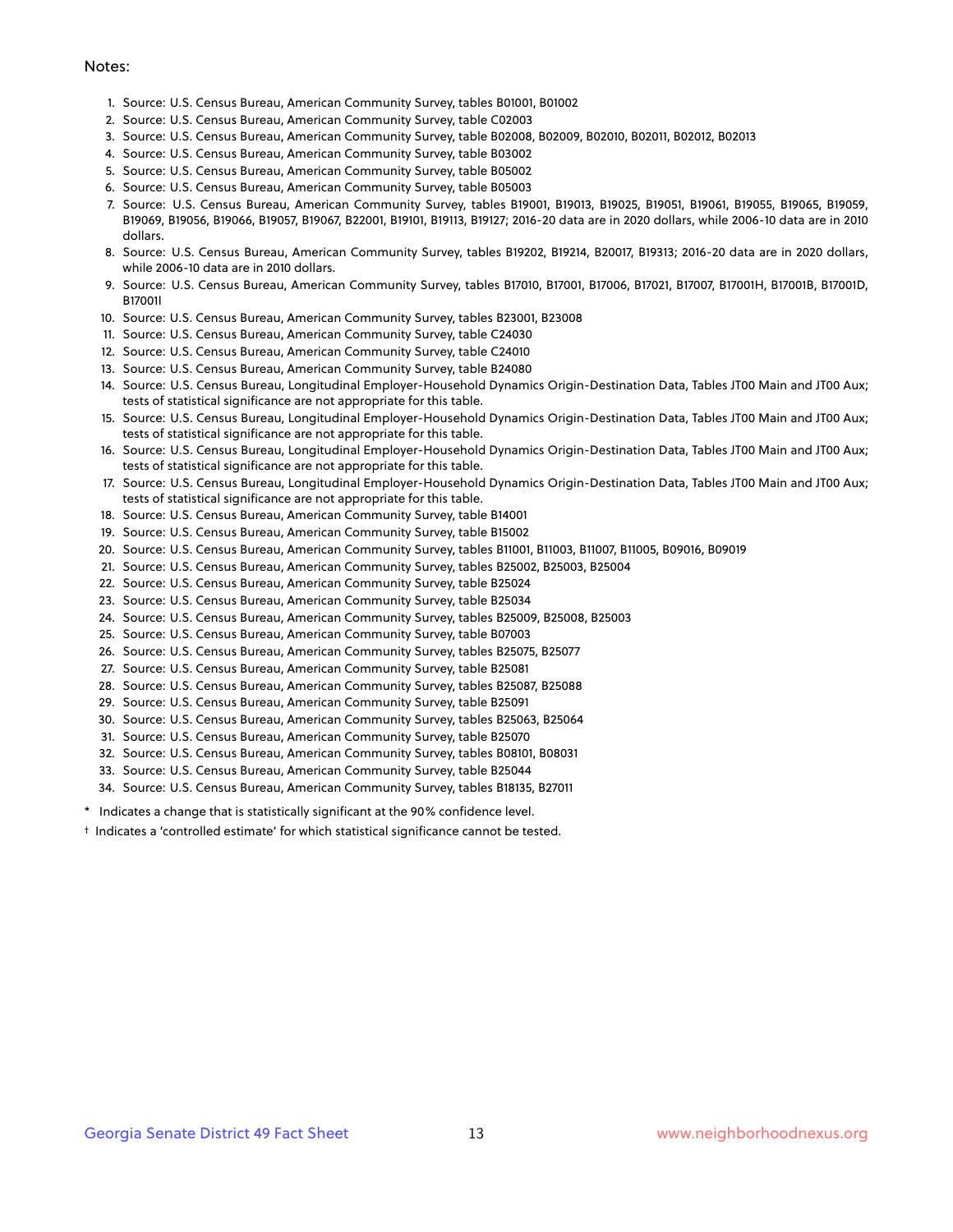Notes:

1. Source: U.S. Census Bureau, American Community Survey, tables B01001, B01002
2. Source: U.S. Census Bureau, American Community Survey, table C02003
3. Source: U.S. Census Bureau, American Community Survey, table B02008, B02009, B02010, B02011, B02012, B02013
4. Source: U.S. Census Bureau, American Community Survey, table B03002
5. Source: U.S. Census Bureau, American Community Survey, table B05002
6. Source: U.S. Census Bureau, American Community Survey, table B05003
7. Source: U.S. Census Bureau, American Community Survey, tables B19001, B19013, B19025, B19051, B19061, B19055, B19065, B19059, B19069, B19056, B19066, B19057, B19067, B22001, B19101, B19113, B19127; 2016-20 data are in 2020 dollars, while 2006-10 data are in 2010 dollars.
8. Source: U.S. Census Bureau, American Community Survey, tables B19202, B19214, B20017, B19313; 2016-20 data are in 2020 dollars, while 2006-10 data are in 2010 dollars.
9. Source: U.S. Census Bureau, American Community Survey, tables B17010, B17001, B17006, B17021, B17007, B17001H, B17001B, B17001D, B17001I
10. Source: U.S. Census Bureau, American Community Survey, tables B23001, B23008
11. Source: U.S. Census Bureau, American Community Survey, table C24030
12. Source: U.S. Census Bureau, American Community Survey, table C24010
13. Source: U.S. Census Bureau, American Community Survey, table B24080
14. Source: U.S. Census Bureau, Longitudinal Employer-Household Dynamics Origin-Destination Data, Tables JT00 Main and JT00 Aux; tests of statistical significance are not appropriate for this table.
15. Source: U.S. Census Bureau, Longitudinal Employer-Household Dynamics Origin-Destination Data, Tables JT00 Main and JT00 Aux; tests of statistical significance are not appropriate for this table.
16. Source: U.S. Census Bureau, Longitudinal Employer-Household Dynamics Origin-Destination Data, Tables JT00 Main and JT00 Aux; tests of statistical significance are not appropriate for this table.
17. Source: U.S. Census Bureau, Longitudinal Employer-Household Dynamics Origin-Destination Data, Tables JT00 Main and JT00 Aux; tests of statistical significance are not appropriate for this table.
18. Source: U.S. Census Bureau, American Community Survey, table B14001
19. Source: U.S. Census Bureau, American Community Survey, table B15002
20. Source: U.S. Census Bureau, American Community Survey, tables B11001, B11003, B11007, B11005, B09016, B09019
21. Source: U.S. Census Bureau, American Community Survey, tables B25002, B25003, B25004
22. Source: U.S. Census Bureau, American Community Survey, table B25024
23. Source: U.S. Census Bureau, American Community Survey, table B25034
24. Source: U.S. Census Bureau, American Community Survey, tables B25009, B25008, B25003
25. Source: U.S. Census Bureau, American Community Survey, table B07003
26. Source: U.S. Census Bureau, American Community Survey, tables B25075, B25077
27. Source: U.S. Census Bureau, American Community Survey, table B25081
28. Source: U.S. Census Bureau, American Community Survey, tables B25087, B25088
29. Source: U.S. Census Bureau, American Community Survey, table B25091
30. Source: U.S. Census Bureau, American Community Survey, tables B25063, B25064
31. Source: U.S. Census Bureau, American Community Survey, table B25070
32. Source: U.S. Census Bureau, American Community Survey, tables B08101, B08031
33. Source: U.S. Census Bureau, American Community Survey, table B25044
34. Source: U.S. Census Bureau, American Community Survey, tables B18135, B27011

\* Indicates a change that is statistically significant at the 90% confidence level.

† Indicates a 'controlled estimate' for which statistical significance cannot be tested.